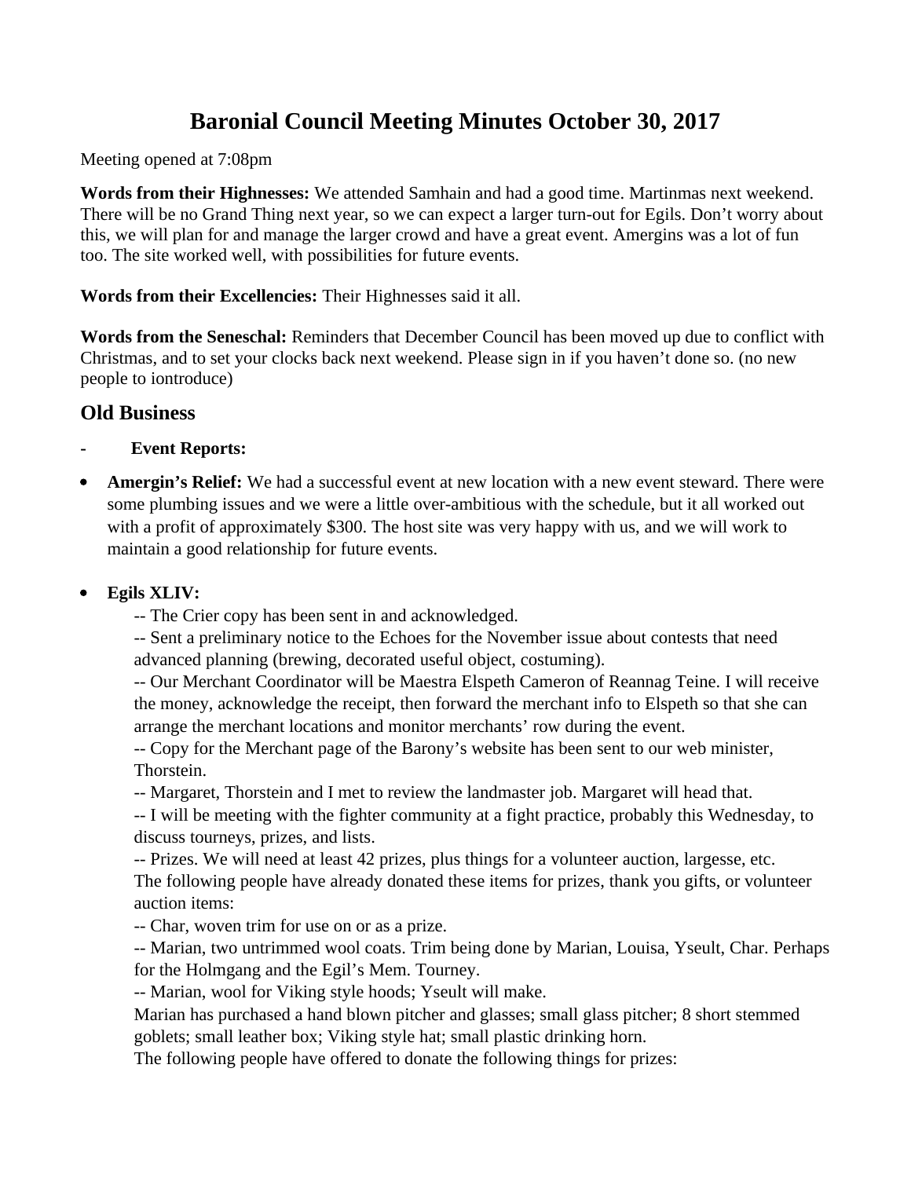# Baronial Council Meeting Minutes October 30, 2017

Meeting opened at 7:08pm

**Words from their Highnesses:** We attended Samhain and had a good time. Martinmas next weekend. There will be no Grand Thing next year, so we can expect a larger turn-out for Egils. Don't worry about this, we will plan for and manage the larger crowd and have a great event. Amergins was a lot of fun too. The site worked well, with possibilities for future events.

**Words from their Excellencies:** Their Highnesses said it all.

**Words from the Seneschal:** Reminders that December Council has been moved up due to conflict with Christmas, and to set your clocks back next weekend. Please sign in if you haven't done so. (no new people to iontroduce)

## Old Business

- **Event Reports:**

- **Amergin's Relief:** We had a successful event at new location with a new event steward. There were some plumbing issues and we were a little over-ambitious with the schedule, but it all worked out with a profit of approximately $300. The host site was very happy with us, and we will work to maintain a good relationship for future events.

- **Egils XLIV:**

  -- The Crier copy has been sent in and acknowledged.

  -- Sent a preliminary notice to the Echoes for the November issue about contests that need advanced planning (brewing, decorated useful object, costuming).

  -- Our Merchant Coordinator will be Maestra Elspeth Cameron of Reannag Teine. I will receive the money, acknowledge the receipt, then forward the merchant info to Elspeth so that she can arrange the merchant locations and monitor merchants' row during the event.

  -- Copy for the Merchant page of the Barony's website has been sent to our web minister, Thorstein.

  -- Margaret, Thorstein and I met to review the landmaster job. Margaret will head that.

  -- I will be meeting with the fighter community at a fight practice, probably this Wednesday, to discuss tourneys, prizes, and lists.

  -- Prizes. We will need at least 42 prizes, plus things for a volunteer auction, largesse, etc. The following people have already donated these items for prizes, thank you gifts, or volunteer auction items:

  -- Char, woven trim for use on or as a prize.

  -- Marian, two untrimmed wool coats. Trim being done by Marian, Louisa, Yseult, Char. Perhaps for the Holmgang and the Egil's Mem. Tourney.

  -- Marian, wool for Viking style hoods; Yseult will make.

  Marian has purchased a hand blown pitcher and glasses; small glass pitcher; 8 short stemmed goblets; small leather box; Viking style hat; small plastic drinking horn.

  The following people have offered to donate the following things for prizes: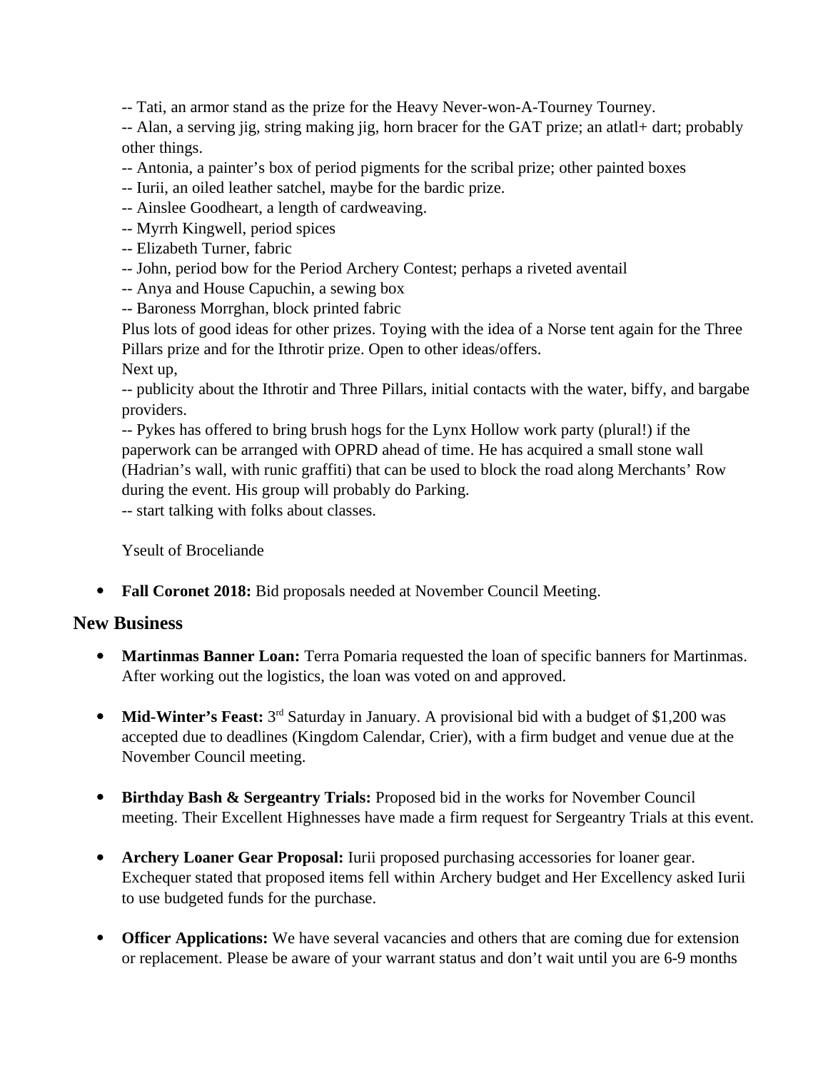-- Tati, an armor stand as the prize for the Heavy Never-won-A-Tourney Tourney.
-- Alan, a serving jig, string making jig, horn bracer for the GAT prize; an atlatl+ dart; probably other things.
-- Antonia, a painter's box of period pigments for the scribal prize; other painted boxes
-- Iurii, an oiled leather satchel, maybe for the bardic prize.
-- Ainslee Goodheart, a length of cardweaving.
-- Myrrh Kingwell, period spices
-- Elizabeth Turner, fabric
-- John, period bow for the Period Archery Contest; perhaps a riveted aventail
-- Anya and House Capuchin, a sewing box
-- Baroness Morrghan, block printed fabric
Plus lots of good ideas for other prizes. Toying with the idea of a Norse tent again for the Three Pillars prize and for the Ithrotir prize. Open to other ideas/offers.
Next up,
-- publicity about the Ithrotir and Three Pillars, initial contacts with the water, biffy, and bargabe providers.
-- Pykes has offered to bring brush hogs for the Lynx Hollow work party (plural!) if the paperwork can be arranged with OPRD ahead of time. He has acquired a small stone wall (Hadrian's wall, with runic graffiti) that can be used to block the road along Merchants' Row during the event. His group will probably do Parking.
-- start talking with folks about classes.

Yseult of Broceliande

- **Fall Coronet 2018:** Bid proposals needed at November Council Meeting.

## New Business

- **Martinmas Banner Loan:** Terra Pomaria requested the loan of specific banners for Martinmas. After working out the logistics, the loan was voted on and approved.

- **Mid-Winter's Feast:** 3rd Saturday in January. A provisional bid with a budget of $1,200 was accepted due to deadlines (Kingdom Calendar, Crier), with a firm budget and venue due at the November Council meeting.

- **Birthday Bash & Sergeantry Trials:** Proposed bid in the works for November Council meeting. Their Excellent Highnesses have made a firm request for Sergeantry Trials at this event.

- **Archery Loaner Gear Proposal:** Iurii proposed purchasing accessories for loaner gear. Exchequer stated that proposed items fell within Archery budget and Her Excellency asked Iurii to use budgeted funds for the purchase.

- **Officer Applications:** We have several vacancies and others that are coming due for extension or replacement. Please be aware of your warrant status and don't wait until you are 6-9 months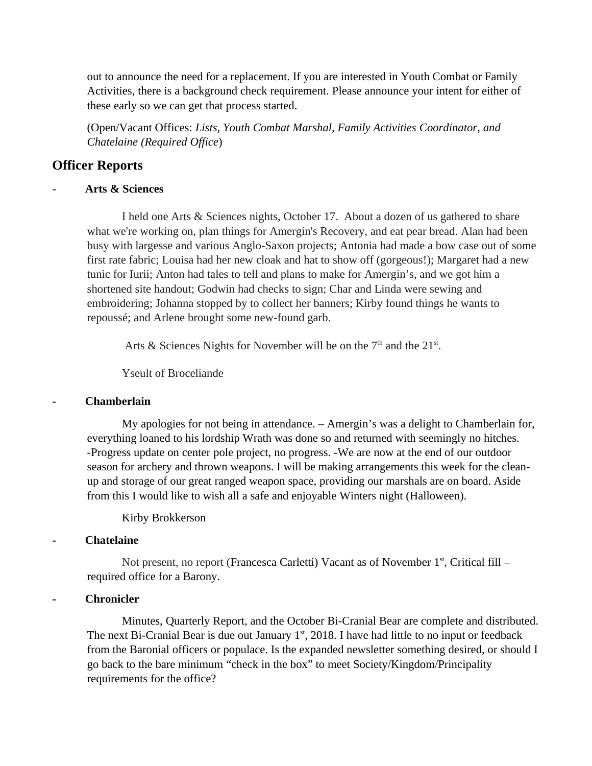out to announce the need for a replacement. If you are interested in Youth Combat or Family Activities, there is a background check requirement. Please announce your intent for either of these early so we can get that process started.

(Open/Vacant Offices: *Lists, Youth Combat Marshal, Family Activities Coordinator, and Chatelaine (Required Office*)

## Officer Reports

- **Arts & Sciences**

I held one Arts & Sciences nights, October 17. About a dozen of us gathered to share what we're working on, plan things for Amergin's Recovery, and eat pear bread. Alan had been busy with largesse and various Anglo-Saxon projects; Antonia had made a bow case out of some first rate fabric; Louisa had her new cloak and hat to show off (gorgeous!); Margaret had a new tunic for Iurii; Anton had tales to tell and plans to make for Amergin's, and we got him a shortened site handout; Godwin had checks to sign; Char and Linda were sewing and embroidering; Johanna stopped by to collect her banners; Kirby found things he wants to repoussé; and Arlene brought some new-found garb.

Arts & Sciences Nights for November will be on the 7th and the 21st.

Yseult of Broceliande

- **Chamberlain**

My apologies for not being in attendance. – Amergin's was a delight to Chamberlain for, everything loaned to his lordship Wrath was done so and returned with seemingly no hitches. -Progress update on center pole project, no progress. -We are now at the end of our outdoor season for archery and thrown weapons. I will be making arrangements this week for the clean-up and storage of our great ranged weapon space, providing our marshals are on board. Aside from this I would like to wish all a safe and enjoyable Winters night (Halloween).

Kirby Brokkerson

- **Chatelaine**

Not present, no report (Francesca Carletti) Vacant as of November 1st, Critical fill – required office for a Barony.

- **Chronicler**

Minutes, Quarterly Report, and the October Bi-Cranial Bear are complete and distributed. The next Bi-Cranial Bear is due out January 1st, 2018. I have had little to no input or feedback from the Baronial officers or populace. Is the expanded newsletter something desired, or should I go back to the bare minimum "check in the box" to meet Society/Kingdom/Principality requirements for the office?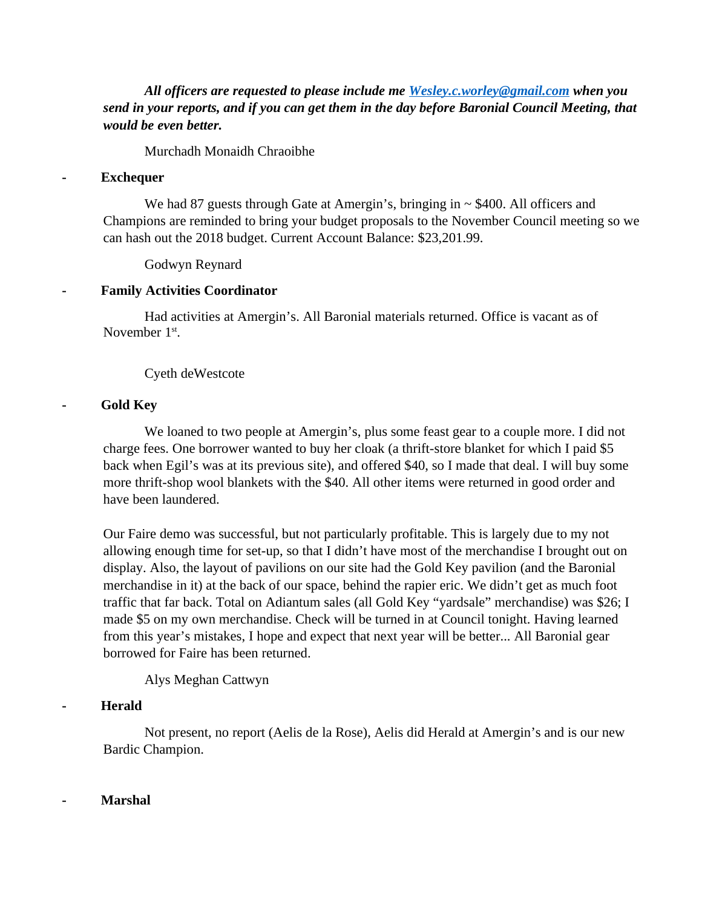***All officers are requested to please include me [Wesley.c.worley@gmail.com](mailto:Wesley.c.worley@gmail.com) when you send in your reports, and if you can get them in the day before Baronial Council Meeting, that would be even better.***

Murchadh Monaidh Chraoibhe

- **Exchequer**

We had 87 guests through Gate at Amergin's, bringing in ~ $400. All officers and Champions are reminded to bring your budget proposals to the November Council meeting so we can hash out the 2018 budget. Current Account Balance: $23,201.99.

Godwyn Reynard

- **Family Activities Coordinator**

Had activities at Amergin's. All Baronial materials returned. Office is vacant as of November 1st.

Cyeth deWestcote

- **Gold Key**

We loaned to two people at Amergin's, plus some feast gear to a couple more. I did not charge fees. One borrower wanted to buy her cloak (a thrift-store blanket for which I paid $5 back when Egil's was at its previous site), and offered $40, so I made that deal. I will buy some more thrift-shop wool blankets with the $40. All other items were returned in good order and have been laundered.

Our Faire demo was successful, but not particularly profitable. This is largely due to my not allowing enough time for set-up, so that I didn't have most of the merchandise I brought out on display. Also, the layout of pavilions on our site had the Gold Key pavilion (and the Baronial merchandise in it) at the back of our space, behind the rapier eric. We didn't get as much foot traffic that far back. Total on Adiantum sales (all Gold Key "yardsale" merchandise) was $26; I made $5 on my own merchandise. Check will be turned in at Council tonight. Having learned from this year's mistakes, I hope and expect that next year will be better... All Baronial gear borrowed for Faire has been returned.

Alys Meghan Cattwyn

- **Herald**

Not present, no report (Aelis de la Rose), Aelis did Herald at Amergin's and is our new Bardic Champion.

- **Marshal**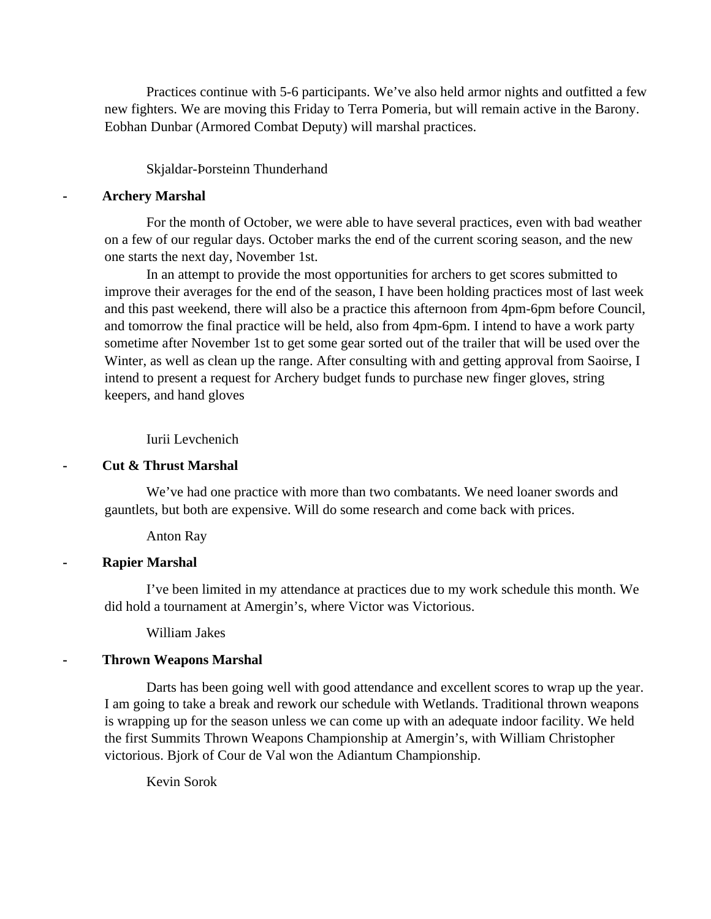Practices continue with 5-6 participants. We've also held armor nights and outfitted a few new fighters. We are moving this Friday to Terra Pomeria, but will remain active in the Barony. Eobhan Dunbar (Armored Combat Deputy) will marshal practices.

Skjaldar-Þorsteinn Thunderhand

- **Archery Marshal**

For the month of October, we were able to have several practices, even with bad weather on a few of our regular days. October marks the end of the current scoring season, and the new one starts the next day, November 1st.

In an attempt to provide the most opportunities for archers to get scores submitted to improve their averages for the end of the season, I have been holding practices most of last week and this past weekend, there will also be a practice this afternoon from 4pm-6pm before Council, and tomorrow the final practice will be held, also from 4pm-6pm. I intend to have a work party sometime after November 1st to get some gear sorted out of the trailer that will be used over the Winter, as well as clean up the range. After consulting with and getting approval from Saoirse, I intend to present a request for Archery budget funds to purchase new finger gloves, string keepers, and hand gloves

Iurii Levchenich

- **Cut & Thrust Marshal**

We've had one practice with more than two combatants. We need loaner swords and gauntlets, but both are expensive. Will do some research and come back with prices.

Anton Ray

- **Rapier Marshal**

I've been limited in my attendance at practices due to my work schedule this month. We did hold a tournament at Amergin's, where Victor was Victorious.

William Jakes

- **Thrown Weapons Marshal**

Darts has been going well with good attendance and excellent scores to wrap up the year. I am going to take a break and rework our schedule with Wetlands. Traditional thrown weapons is wrapping up for the season unless we can come up with an adequate indoor facility. We held the first Summits Thrown Weapons Championship at Amergin's, with William Christopher victorious. Bjork of Cour de Val won the Adiantum Championship.

Kevin Sorok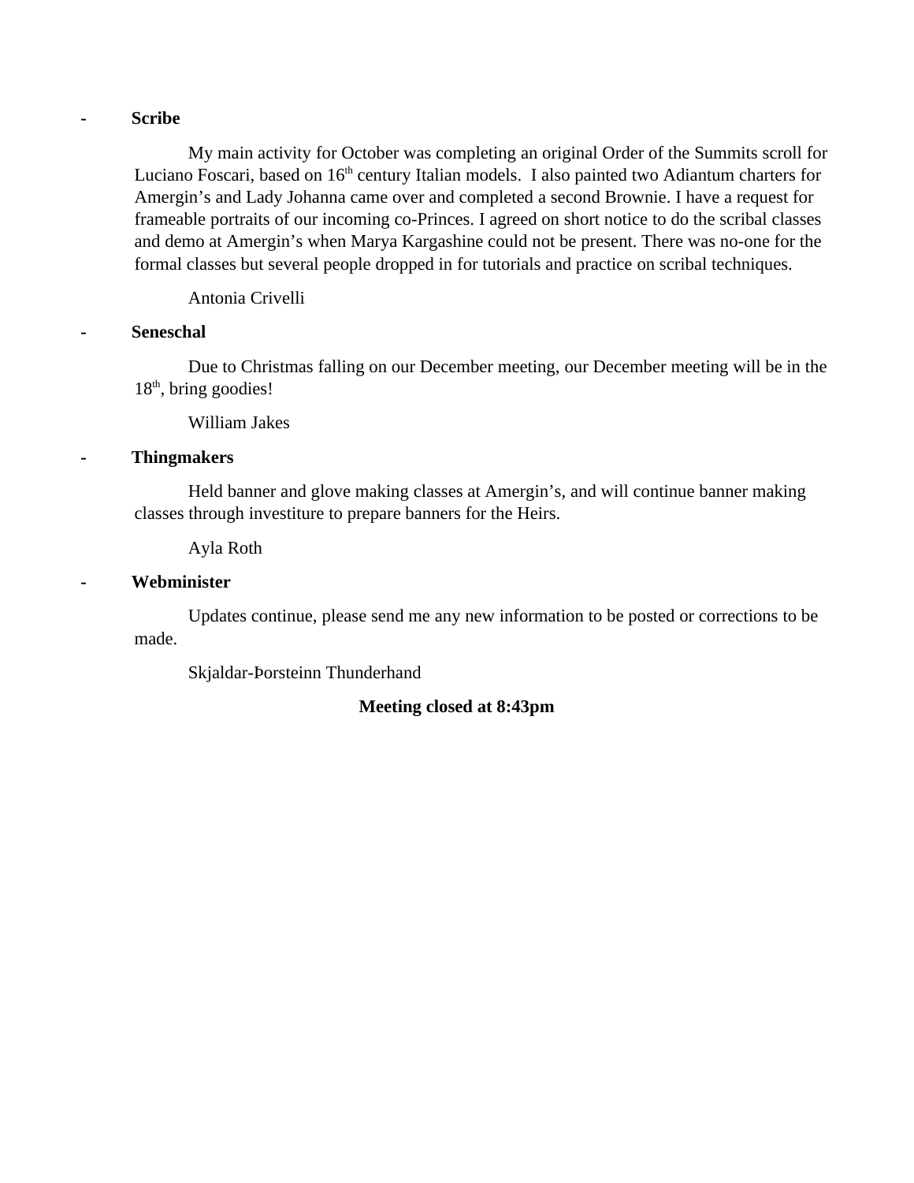- **Scribe**

My main activity for October was completing an original Order of the Summits scroll for Luciano Foscari, based on 16th century Italian models.  I also painted two Adiantum charters for Amergin's and Lady Johanna came over and completed a second Brownie. I have a request for frameable portraits of our incoming co-Princes. I agreed on short notice to do the scribal classes and demo at Amergin's when Marya Kargashine could not be present. There was no-one for the formal classes but several people dropped in for tutorials and practice on scribal techniques.

Antonia Crivelli

- **Seneschal**

Due to Christmas falling on our December meeting, our December meeting will be in the 18th, bring goodies!

William Jakes

- **Thingmakers**

Held banner and glove making classes at Amergin's, and will continue banner making classes through investiture to prepare banners for the Heirs.

Ayla Roth

- **Webminister**

Updates continue, please send me any new information to be posted or corrections to be made.

Skjaldar-Þorsteinn Thunderhand

**Meeting closed at 8:43pm**